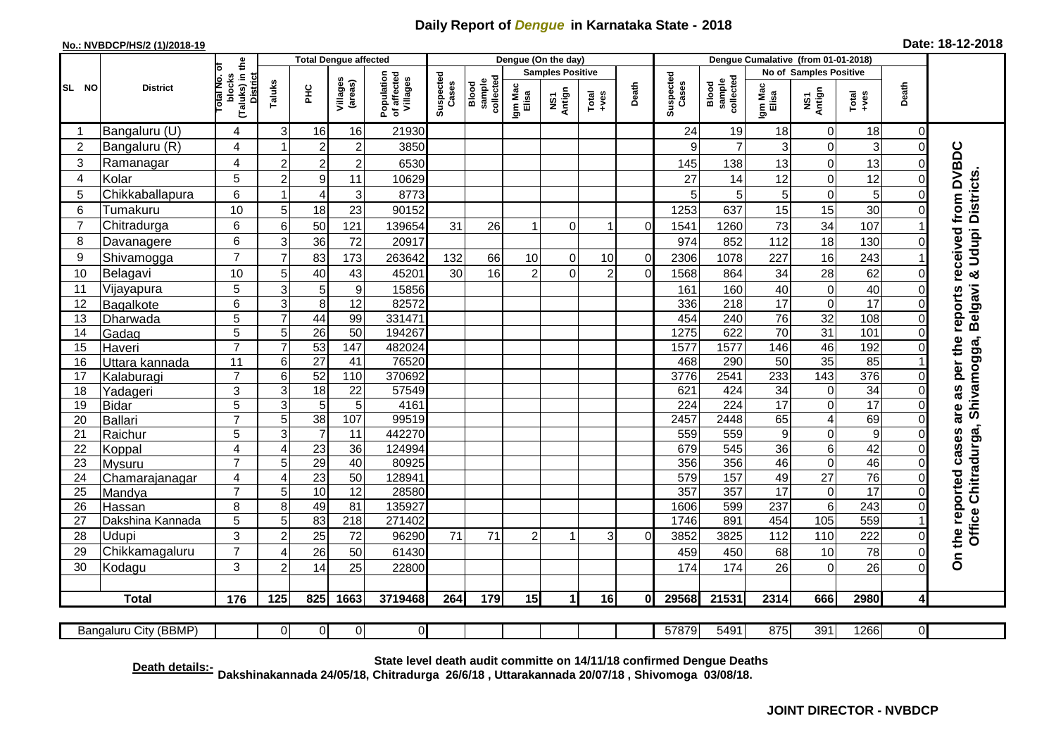# Daily Report of *Dengue* in Karnataka State - 2018

**No.: NVBDCP/HS/2 (1)/2018-19**

**Date: 18-12-2018**

| SL NO | District | Total No. of blocks (Taluks) in the District | Total Dengue affected | | | | Dengue (On the day) | | | | | | | Dengue Cumalative (from 01-01-2018) | | | | | | | |
|---|---|---|---|---|---|---|---|---|---|---|---|---|---|---|---|---|---|---|---|---|
| | | | Taluks | PHC | Villages (areas) | Population of affected Villages | Suspected Cases | Blood sample collected | Samples Positive | | | Death | Suspected Cases | Blood sample collected | No of Samples Positive | | | Death | |
| | | | | | | | | | Igm Mac Elisa | NS1 Antign | Total +ves | | | | Igm Mac Elisa | NS1 Antign | Total +ves | | |
| 1 | Bangaluru (U) | 4 | 3 | 16 | 16 | 21930 | | | | | | | 24 | 19 | 18 | 0 | 18 | 0 | On the reported cases are as per the reports received from DVBDC Office Chitradurga, Shivamogga, Belgavi & Udupi Districts. |
| 2 | Bangaluru (R) | 4 | 1 | 2 | 2 | 3850 | | | | | | | 9 | 7 | 3 | 0 | 3 | 0 | |
| 3 | Ramanagar | 4 | 2 | 2 | 2 | 6530 | | | | | | | 145 | 138 | 13 | 0 | 13 | 0 | |
| 4 | Kolar | 5 | 2 | 9 | 11 | 10629 | | | | | | | 27 | 14 | 12 | 0 | 12 | 0 | |
| 5 | Chikkaballapura | 6 | 1 | 4 | 3 | 8773 | | | | | | | 5 | 5 | 5 | 0 | 5 | 0 | |
| 6 | Tumakuru | 10 | 5 | 18 | 23 | 90152 | | | | | | | 1253 | 637 | 15 | 15 | 30 | 0 | |
| 7 | Chitradurga | 6 | 6 | 50 | 121 | 139654 | 31 | 26 | 1 | 0 | 1 | 0 | 1541 | 1260 | 73 | 34 | 107 | 1 | |
| 8 | Davanagere | 6 | 3 | 36 | 72 | 20917 | | | | | | | 974 | 852 | 112 | 18 | 130 | 0 | |
| 9 | Shivamogga | 7 | 7 | 83 | 173 | 263642 | 132 | 66 | 10 | 0 | 10 | 0 | 2306 | 1078 | 227 | 16 | 243 | 1 | |
| 10 | Belagavi | 10 | 5 | 40 | 43 | 45201 | 30 | 16 | 2 | 0 | 2 | 0 | 1568 | 864 | 34 | 28 | 62 | 0 | |
| 11 | Vijayapura | 5 | 3 | 5 | 9 | 15856 | | | | | | | 161 | 160 | 40 | 0 | 40 | 0 | |
| 12 | Bagalkote | 6 | 3 | 8 | 12 | 82572 | | | | | | | 336 | 218 | 17 | 0 | 17 | 0 | |
| 13 | Dharwada | 5 | 7 | 44 | 99 | 331471 | | | | | | | 454 | 240 | 76 | 32 | 108 | 0 | |
| 14 | Gadag | 5 | 5 | 26 | 50 | 194267 | | | | | | | 1275 | 622 | 70 | 31 | 101 | 0 | |
| 15 | Haveri | 7 | 7 | 53 | 147 | 482024 | | | | | | | 1577 | 1577 | 146 | 46 | 192 | 0 | |
| 16 | Uttara kannada | 11 | 6 | 27 | 41 | 76520 | | | | | | | 468 | 290 | 50 | 35 | 85 | 1 | |
| 17 | Kalaburagi | 7 | 6 | 52 | 110 | 370692 | | | | | | | 3776 | 2541 | 233 | 143 | 376 | 0 | |
| 18 | Yadageri | 3 | 3 | 18 | 22 | 57549 | | | | | | | 621 | 424 | 34 | 0 | 34 | 0 | |
| 19 | Bidar | 5 | 3 | 5 | 5 | 4161 | | | | | | | 224 | 224 | 17 | 0 | 17 | 0 | |
| 20 | Ballari | 7 | 5 | 38 | 107 | 99519 | | | | | | | 2457 | 2448 | 65 | 4 | 69 | 0 | |
| 21 | Raichur | 5 | 3 | 7 | 11 | 442270 | | | | | | | 559 | 559 | 9 | 0 | 9 | 0 | |
| 22 | Koppal | 4 | 4 | 23 | 36 | 124994 | | | | | | | 679 | 545 | 36 | 6 | 42 | 0 | |
| 23 | Mysuru | 7 | 5 | 29 | 40 | 80925 | | | | | | | 356 | 356 | 46 | 0 | 46 | 0 | |
| 24 | Chamarajanagar | 4 | 4 | 23 | 50 | 128941 | | | | | | | 579 | 157 | 49 | 27 | 76 | 0 | |
| 25 | Mandya | 7 | 5 | 10 | 12 | 28580 | | | | | | | 357 | 357 | 17 | 0 | 17 | 0 | |
| 26 | Hassan | 8 | 8 | 49 | 81 | 135927 | | | | | | | 1606 | 599 | 237 | 6 | 243 | 0 | |
| 27 | Dakshina Kannada | 5 | 5 | 83 | 218 | 271402 | | | | | | | 1746 | 891 | 454 | 105 | 559 | 1 | |
| 28 | Udupi | 3 | 2 | 25 | 72 | 96290 | 71 | 71 | 2 | 1 | 3 | 0 | 3852 | 3825 | 112 | 110 | 222 | 0 | |
| 29 | Chikkamagaluru | 7 | 4 | 26 | 50 | 61430 | | | | | | | 459 | 450 | 68 | 10 | 78 | 0 | |
| 30 | Kodagu | 3 | 2 | 14 | 25 | 22800 | | | | | | | 174 | 174 | 26 | 0 | 26 | 0 | |
| | **Total** | **176** | **125** | **825** | **1663** | **3719468** | **264** | **179** | **15** | **1** | **16** | **0** | **29568** | **21531** | **2314** | **666** | **2980** | **4** | |
| | Bangaluru City (BBMP) | | 0 | 0 | 0 | 0 | | | | | | | 57879 | 5491 | 875 | 391 | 1266 | 0 | |

**Death details:-** **State level death audit committe on 14/11/18 confirmed Dengue Deaths Dakshinakannada 24/05/18, Chitradurga 26/6/18 , Uttarakannada 20/07/18 , Shivomoga 03/08/18.**

**JOINT DIRECTOR - NVBDCP**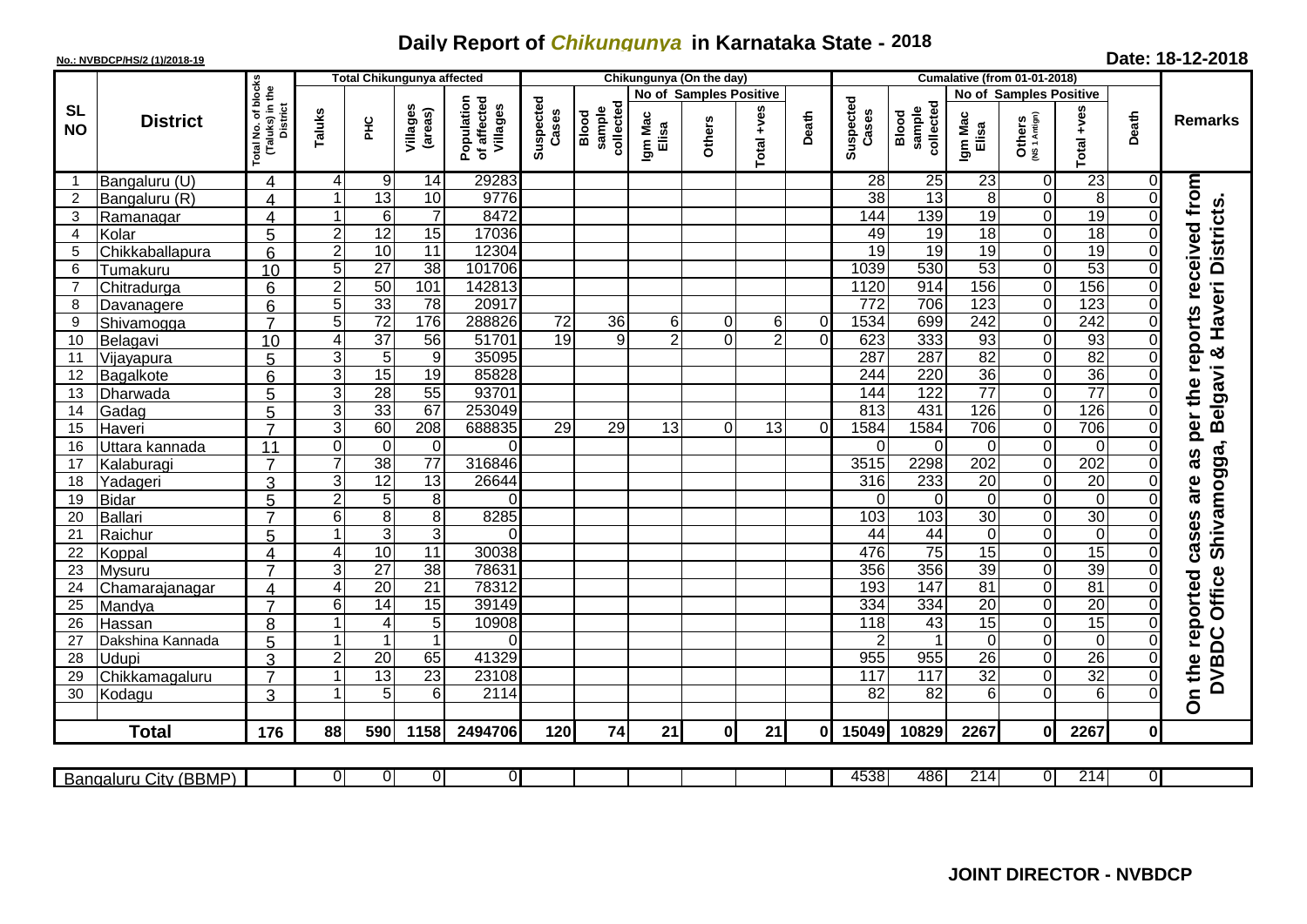# Daily Report of *Chikungunya* in Karnataka State - 2018

**No.: NVBDCP/HS/2 (1)/2018-19**

**Date: 18-12-2018**

| SL NO | District | Total No. of blocks (Taluks) in the District | Total Chikungunya affected | | | | Chikungunya (On the day) | | | | | | | Cumalative (from 01-01-2018) | | | | | | | Remarks |
|---|---|---|---|---|---|---|---|---|---|---|---|---|---|---|---|---|---|---|---|---|---|
| | | | Taluks | PHC | Villages (areas) | Population of affected Villages | Suspected Cases | Blood sample collected | No of Samples Positive | | | Death | Suspected Cases | Blood sample collected | No of Samples Positive | | | Death | |
| | | | | | | | | | Igm Mac Elisa | Others | Total +ves | | | | Igm Mac Elisa | Others (NS 1 Antign) | Total +ves | | |
| 1 | Bangaluru (U) | 4 | 4 | 9 | 14 | 29283 | | | | | | | 28 | 25 | 23 | 0 | 23 | 0 | On the reported cases are as per the reports received from DVBDC Office Shivamogga, Belgavi & Haveri Districts. |
| 2 | Bangaluru (R) | 4 | 1 | 13 | 10 | 9776 | | | | | | | 38 | 13 | 8 | 0 | 8 | 0 | |
| 3 | Ramanagar | 4 | 1 | 6 | 7 | 8472 | | | | | | | 144 | 139 | 19 | 0 | 19 | 0 | |
| 4 | Kolar | 5 | 2 | 12 | 15 | 17036 | | | | | | | 49 | 19 | 18 | 0 | 18 | 0 | |
| 5 | Chikkaballapura | 6 | 2 | 10 | 11 | 12304 | | | | | | | 19 | 19 | 19 | 0 | 19 | 0 | |
| 6 | Tumakuru | 10 | 5 | 27 | 38 | 101706 | | | | | | | 1039 | 530 | 53 | 0 | 53 | 0 | |
| 7 | Chitradurga | 6 | 2 | 50 | 101 | 142813 | | | | | | | 1120 | 914 | 156 | 0 | 156 | 0 | |
| 8 | Davanagere | 6 | 5 | 33 | 78 | 20917 | | | | | | | 772 | 706 | 123 | 0 | 123 | 0 | |
| 9 | Shivamogga | 7 | 5 | 72 | 176 | 288826 | 72 | 36 | 6 | 0 | 6 | 0 | 1534 | 699 | 242 | 0 | 242 | 0 | |
| 10 | Belagavi | 10 | 4 | 37 | 56 | 51701 | 19 | 9 | 2 | 0 | 2 | 0 | 623 | 333 | 93 | 0 | 93 | 0 | |
| 11 | Vijayapura | 5 | 3 | 5 | 9 | 35095 | | | | | | | 287 | 287 | 82 | 0 | 82 | 0 | |
| 12 | Bagalkote | 6 | 3 | 15 | 19 | 85828 | | | | | | | 244 | 220 | 36 | 0 | 36 | 0 | |
| 13 | Dharwada | 5 | 3 | 28 | 55 | 93701 | | | | | | | 144 | 122 | 77 | 0 | 77 | 0 | |
| 14 | Gadag | 5 | 3 | 33 | 67 | 253049 | | | | | | | 813 | 431 | 126 | 0 | 126 | 0 | |
| 15 | Haveri | 7 | 3 | 60 | 208 | 688835 | 29 | 29 | 13 | 0 | 13 | 0 | 1584 | 1584 | 706 | 0 | 706 | 0 | |
| 16 | Uttara kannada | 11 | 0 | 0 | 0 | 0 | | | | | | | 0 | 0 | 0 | 0 | 0 | 0 | |
| 17 | Kalaburagi | 7 | 7 | 38 | 77 | 316846 | | | | | | | 3515 | 2298 | 202 | 0 | 202 | 0 | |
| 18 | Yadageri | 3 | 3 | 12 | 13 | 26644 | | | | | | | 316 | 233 | 20 | 0 | 20 | 0 | |
| 19 | Bidar | 5 | 2 | 5 | 8 | 0 | | | | | | | 0 | 0 | 0 | 0 | 0 | 0 | |
| 20 | Ballari | 7 | 6 | 8 | 8 | 8285 | | | | | | | 103 | 103 | 30 | 0 | 30 | 0 | |
| 21 | Raichur | 5 | 1 | 3 | 3 | 0 | | | | | | | 44 | 44 | 0 | 0 | 0 | 0 | |
| 22 | Koppal | 4 | 4 | 10 | 11 | 30038 | | | | | | | 476 | 75 | 15 | 0 | 15 | 0 | |
| 23 | Mysuru | 7 | 3 | 27 | 38 | 78631 | | | | | | | 356 | 356 | 39 | 0 | 39 | 0 | |
| 24 | Chamarajanagar | 4 | 4 | 20 | 21 | 78312 | | | | | | | 193 | 147 | 81 | 0 | 81 | 0 | |
| 25 | Mandya | 7 | 6 | 14 | 15 | 39149 | | | | | | | 334 | 334 | 20 | 0 | 20 | 0 | |
| 26 | Hassan | 8 | 1 | 4 | 5 | 10908 | | | | | | | 118 | 43 | 15 | 0 | 15 | 0 | |
| 27 | Dakshina Kannada | 5 | 1 | 1 | 1 | 0 | | | | | | | 2 | 1 | 0 | 0 | 0 | 0 | |
| 28 | Udupi | 3 | 2 | 20 | 65 | 41329 | | | | | | | 955 | 955 | 26 | 0 | 26 | 0 | |
| 29 | Chikkamagaluru | 7 | 1 | 13 | 23 | 23108 | | | | | | | 117 | 117 | 32 | 0 | 32 | 0 | |
| 30 | Kodagu | 3 | 1 | 5 | 6 | 2114 | | | | | | | 82 | 82 | 6 | 0 | 6 | 0 | |
| | **Total** | **176** | **88** | **590** | **1158** | **2494706** | **120** | **74** | **21** | **0** | **21** | **0** | **15049** | **10829** | **2267** | **0** | **2267** | **0** | |

| | | | | | | | | | | | | | | | | | | |
|---|---|---|---|---|---|---|---|---|---|---|---|---|---|---|---|---|---|---|
| Bangaluru City (BBMP) | | 0 | 0 | 0 | 0 | | | | | | | 4538 | 486 | 214 | 0 | 214 | 0 | |

**JOINT DIRECTOR - NVBDCP**